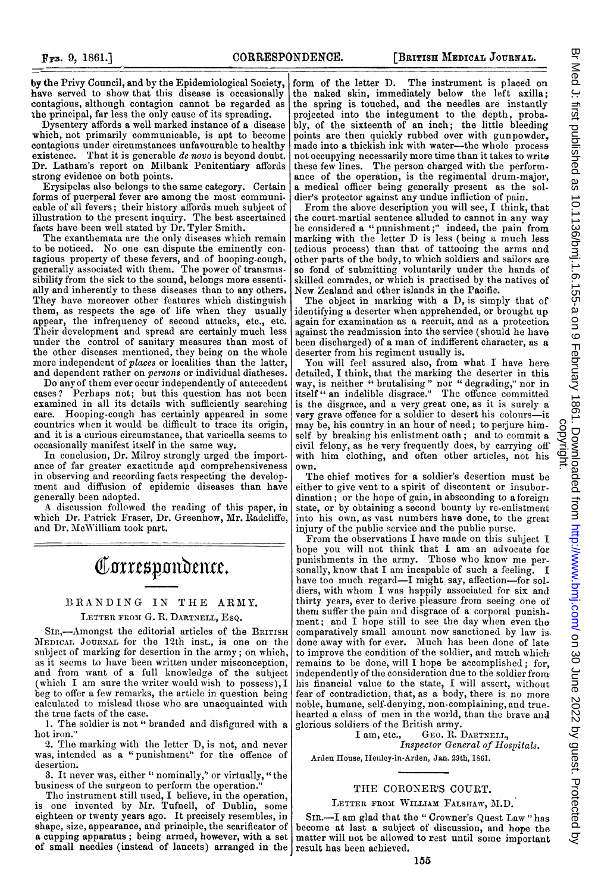by the Privy Council, and by the Epidemiological Society, have served to show that this disease is occasionally contagious, although contagion cannot be regarded as the principal, far less the only cause of its spreading.

Dysentery affords a well marked instance of a disease which, not primarily communicable, is apt to become contagious under circumstances unfavourable to healthy existence. That it is generable *de novo* is beyond doubt. Dr. Latham's report on Milbank Penitentiary affords strong evidence on both points.

Erysipelas also belongs to the same category. Certain forms of puerperal fever are among the most communicable of all fevers; their history affords much subject of illustration to the present inquiry. The best ascertained facts have been well stated by Dr. Tyler Smith.

The exanthemata are the only diseases which remain to be noticed. No one can dispute the eminently contagious property of these fevers, and of hooping-cough, generally associated with them. The power of transmissibility from the sick to the sound, belongs more essentially and inherently to these diseases than to any others. They have moreover other features which distinguish them, as respects the age of life when they usually appear, the infrequency of second attacks, etc., etc. Their development and spread are certainly much less under the control of sanitary measures than most of the other diseases mentioned, they being on the whole more independent of *places* or localities than the latter, and dependent rather on *persons* or individual diatheses.

Do any of them ever occur independently of antecedent cases? Perhaps not; but this question has not been examined in all its details with sufficiently searching care. Hooping-cough has certainly appeared in some countries when it would be difficult to trace its origin, and it is a curious circumstance, that varicella seems to occasionally manifest itself in the same way.

In conclusion, Dr. Milroy strongly urged the importance of far greater exactitude and comprehensiveness in observing and recording facts respecting the development and diffusion of epidemic diseases than have generally been adopted.

A discussion followed the reading of this paper, in which Dr. Patrick Fraser, Dr. Greenhow, Mr. Radcliffe, and Dr. McWilliam took part.

# Correspondence.

## BRANDING IN THE ARMY.

LETTER FROM G. R. DARTNELL, ESQ.

SIR,—Amongst the editorial articles of the BRITISH MEDICAL JOURNAL for the 12th inst., is one on the subject of marking for desertion in the army; on which, as it seems to have been written under misconception, and from want of a full knowledge of the subject (which I am sure the writer would wish to possess), I beg to offer a few remarks, the article in question being calculated to mislead those who are unacquainted with the true facts of the case.

1. The soldier is not "branded and disfigured with a hot iron."

2. The marking with the letter D, is not, and never was, intended as a "punishment" for the offence of desertion.

3. It never was, either "nominally," or virtually, "the business of the surgeon to perform the operation."

The instrument still used, I believe, in the operation, is one invented by Mr. Tufnell, of Dublin, some eighteen or twenty years ago. It precisely resembles, in shape, size, appearance, and principle, the scarificator of a cupping apparatus; being armed, however, with a set of small needles (instead of lancets) arranged in the form of the letter D. The instrument is placed on the naked skin, immediately below the left axilla; the spring is touched, and the needles are instantly projected into the integument to the depth, probably, of the sixteenth of an inch; the little bleeding points are then quickly rubbed over with gunpowder, made into a thickish ink with water—the whole process not occupying necessarily more time than it takes to write these few lines. The person charged with the performance of the operation, is the regimental drum-major, a medical officer being generally present as the soldier's protector against any undue infliction of pain.

From the above description you will see, I think, that the court-martial sentence alluded to cannot in any way be considered a "punishment;" indeed, the pain from marking with the letter D is less (being a much less tedious process) than that of tattooing the arms and other parts of the body, to which soldiers and sailors are so fond of submitting voluntarily under the hands of skilled comrades, or which is practised by the natives of New Zealand and other islands in the Pacific.

The object in marking with a D, is simply that of identifying a deserter when apprehended, or brought up again for examination as a recruit, and as a protection against the readmission into the service (should he have been discharged) of a man of indifferent character, as a deserter from his regiment usually is.

You will feel assured also, from what I have here detailed, I think, that the marking the deserter in this way, is neither "brutalising" nor "degrading," nor in itself "an indelible disgrace." The offence committed is the disgrace, and a very great one, as it is surely a very grave offence for a soldier to desert his colours—it may be, his country in an hour of need; to perjure himself by breaking his enlistment oath; and to commit a civil felony, as he very frequently does, by carrying off with him clothing, and often other articles, not his own.

The chief motives for a soldier's desertion must be either to give vent to a spirit of discontent or insubordination; or the hope of gain, in absconding to a foreign state, or by obtaining a second bounty by re-enlistment into his own, as vast numbers have done, to the great injury of the public service and the public purse.

From the observations I have made on this subject I hope you will not think that I am an advocate for punishments in the army. Those who know me personally, know that I am incapable of such a feeling. I have too much regard—I might say, affection—for soldiers, with whom I was happily associated for six and thirty years, ever to derive pleasure from seeing one of them suffer the pain and disgrace of a corporal punishment; and I hope still to see the day when even the comparatively small amount now sanctioned by law is done away with for ever. Much has been done of late to improve the condition of the soldier, and much which remains to be done, will I hope be accomplished; for, independently of the consideration due to the soldier from his financial value to the state, I will assert, without fear of contradiction, that, as a body, there is no more noble, humane, self-denying, non-complaining, and true-hearted a class of men in the world, than the brave and glorious soldiers of the British army.

I am, etc., GEO. R. DARTNELL,
*Inspector General of Hospitals.*

Arden House, Henley-in-Arden, Jan. 29th, 1861.

## THE CORONER'S COURT.

LETTER FROM WILLIAM FALSHAW, M.D.

SIR.—I am glad that the "Crowner's Quest Law" has become at last a subject of discussion, and hope the matter will not be allowed to rest until some important result has been achieved.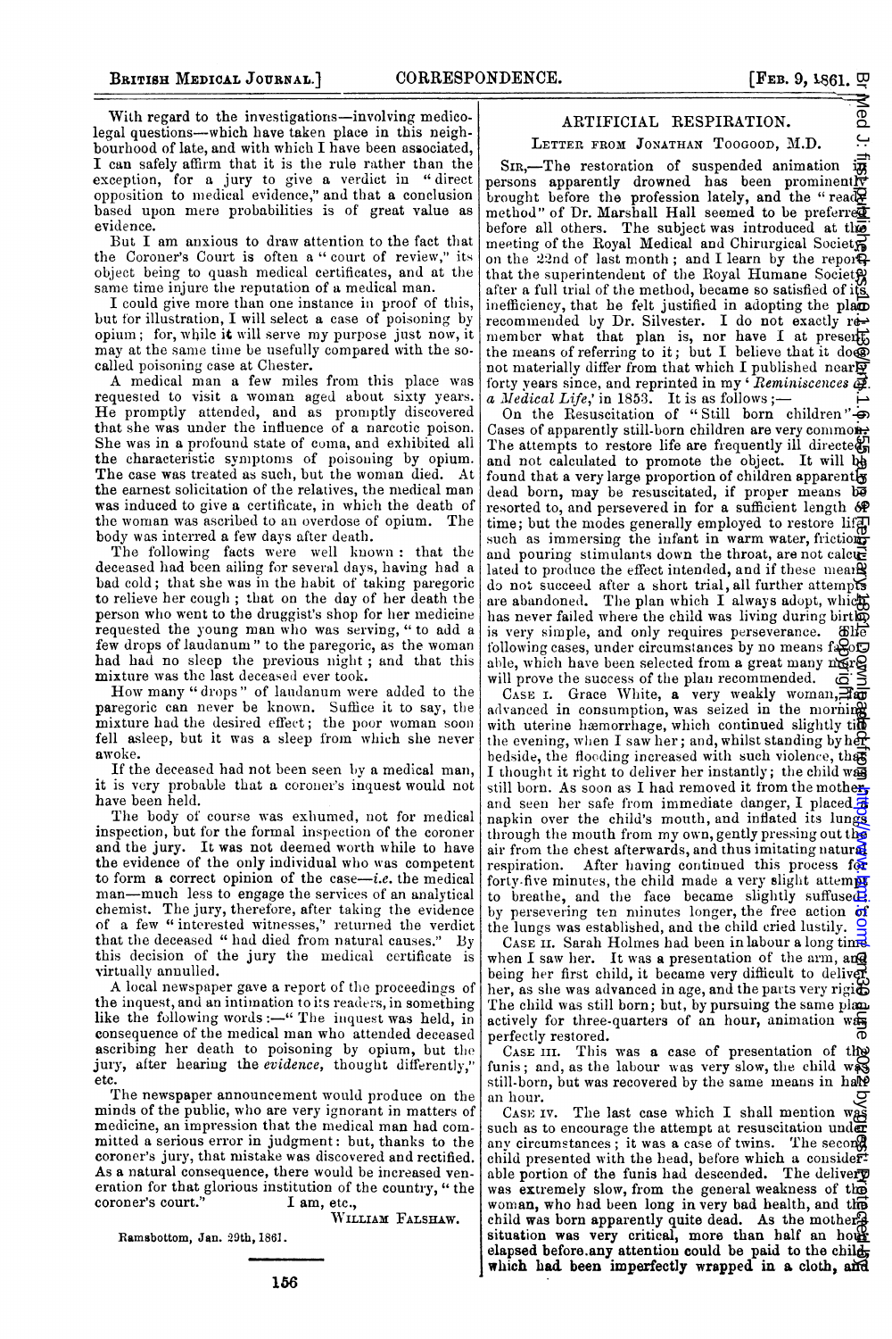With regard to the investigations—involving medico-legal questions—which have taken place in this neighbourhood of late, and with which I have been associated, I can safely affirm that it is the rule rather than the exception, for a jury to give a verdict in "direct opposition to medical evidence," and that a conclusion based upon mere probabilities is of great value as evidence.

But I am anxious to draw attention to the fact that the Coroner's Court is often a "court of review," its object being to quash medical certificates, and at the same time injure the reputation of a medical man.

I could give more than one instance in proof of this, but for illustration, I will select a case of poisoning by opium; for, while it will serve my purpose just now, it may at the same time be usefully compared with the so-called poisoning case at Chester.

A medical man a few miles from this place was requested to visit a woman aged about sixty years. He promptly attended, and as promptly discovered that she was under the influence of a narcotic poison. She was in a profound state of coma, and exhibited all the characteristic symptoms of poisoning by opium. The case was treated as such, but the woman died. At the earnest solicitation of the relatives, the medical man was induced to give a certificate, in which the death of the woman was ascribed to an overdose of opium. The body was interred a few days after death.

The following facts were well known: that the deceased had been ailing for several days, having had a bad cold; that she was in the habit of taking paregoric to relieve her cough; that on the day of her death the person who went to the druggist's shop for her medicine requested the young man who was serving, "to add a few drops of laudanum" to the paregoric, as the woman had had no sleep the previous night; and that this mixture was the last deceased ever took.

How many "drops" of laudanum were added to the paregoric can never be known. Suffice it to say, the mixture had the desired effect; the poor woman soon fell asleep, but it was a sleep from which she never awoke.

If the deceased had not been seen by a medical man, it is very probable that a coroner's inquest would not have been held.

The body of course was exhumed, not for medical inspection, but for the formal inspection of the coroner and the jury. It was not deemed worth while to have the evidence of the only individual who was competent to form a correct opinion of the case—*i.e.* the medical man—much less to engage the services of an analytical chemist. The jury, therefore, after taking the evidence of a few "interested witnesses," returned the verdict that the deceased "had died from natural causes." By this decision of the jury the medical certificate is virtually annulled.

A local newspaper gave a report of the proceedings of the inquest, and an intimation to its readers, in something like the following words:—"The inquest was held, in consequence of the medical man who attended deceased ascribing her death to poisoning by opium, but the jury, after hearing the *evidence*, thought differently," etc.

The newspaper announcement would produce on the minds of the public, who are very ignorant in matters of medicine, an impression that the medical man had committed a serious error in judgment: but, thanks to the coroner's jury, that mistake was discovered and rectified. As a natural consequence, there would be increased veneration for that glorious institution of the country, "the coroner's court." I am, etc.,

William Falshaw.

Ramsbottom, Jan. 29th, 1861.

## ARTIFICIAL RESPIRATION.

### Letter from Jonathan Toogood, M.D.

Sir,—The restoration of suspended animation in persons apparently drowned has been prominently brought before the profession lately, and the "ready method" of Dr. Marshall Hall seemed to be preferred before all others. The subject was introduced at the meeting of the Royal Medical and Chirurgical Society on the 22nd of last month; and I learn by the report that the superintendent of the Royal Humane Society, after a full trial of the method, became so satisfied of its inefficiency, that he felt justified in adopting the plan recommended by Dr. Silvester. I do not exactly remember what that plan is, nor have I at present the means of referring to it; but I believe that it does not materially differ from that which I published nearly forty years since, and reprinted in my '*Reminiscences of a Medical Life*,' in 1853. It is as follows;—

On the Resuscitation of "Still born children".—Cases of apparently still-born children are very common. The attempts to restore life are frequently ill directed, and not calculated to promote the object. It will be found that a very large proportion of children apparently dead born, may be resuscitated, if proper means be resorted to, and persevered in for a sufficient length of time; but the modes generally employed to restore life, such as immersing the infant in warm water, friction, and pouring stimulants down the throat, are not calculated to produce the effect intended, and if these means do not succeed after a short trial, all further attempts are abandoned. The plan which I always adopt, which has never failed where the child was living during birth, is very simple, and only requires perseverance. The following cases, under circumstances by no means favorable, which have been selected from a great many more, will prove the success of the plan recommended.

Case i. Grace White, a very weakly woman, far advanced in consumption, was seized in the morning with uterine hæmorrhage, which continued slightly till the evening, when I saw her; and, whilst standing by her bedside, the flooding increased with such violence, that I thought it right to deliver her instantly; the child was still born. As soon as I had removed it from the mother, and seen her safe from immediate danger, I placed a napkin over the child's mouth, and inflated its lungs through the mouth from my own, gently pressing out the air from the chest afterwards, and thus imitating natural respiration. After having continued this process for forty-five minutes, the child made a very slight attempt to breathe, and the face became slightly suffused: by persevering ten minutes longer, the free action of the lungs was established, and the child cried lustily.

Case ii. Sarah Holmes had been in labour a long time when I saw her. It was a presentation of the arm, and being her first child, it became very difficult to deliver her, as she was advanced in age, and the parts very rigid. The child was still born; but, by pursuing the same plan actively for three-quarters of an hour, animation was perfectly restored.

Case iii. This was a case of presentation of the funis; and, as the labour was very slow, the child was still-born, but was recovered by the same means in half an hour.

Case iv. The last case which I shall mention was such as to encourage the attempt at resuscitation under any circumstances; it was a case of twins. The second child presented with the head, before which a considerable portion of the funis had descended. The delivery was extremely slow, from the general weakness of the woman, who had been long in very bad health, and the child was born apparently quite dead. As the mother's situation was very critical, more than half an hour elapsed before any attention could be paid to the child, which had been imperfectly wrapped in a cloth, and